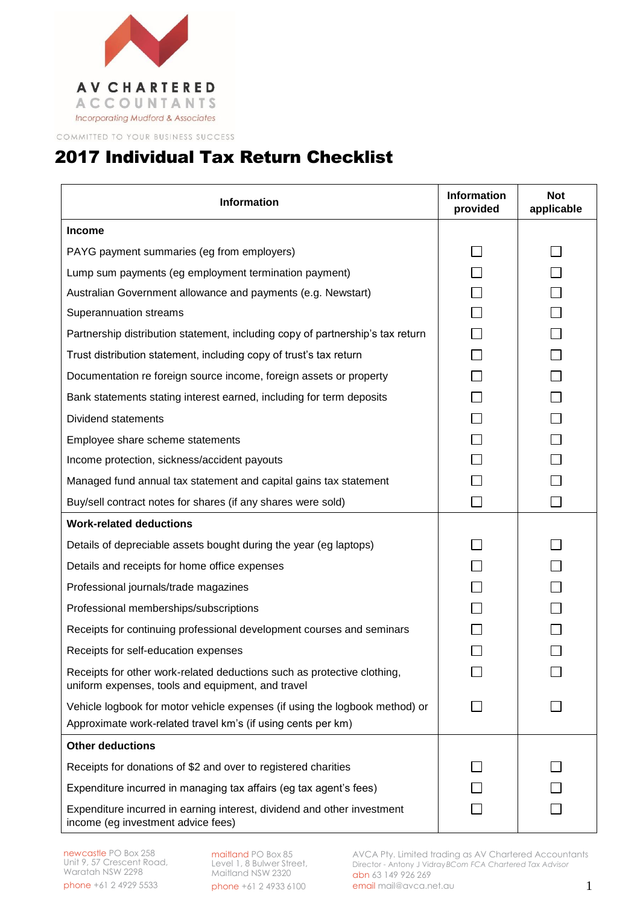AV CHARTERED ACCOUNTANTS

Incorporating Mudford & Associates

COMMITTED TO YOUR BUSINESS SUCCESS

# 2017 Individual Tax Return Checklist

| Information | Information provided | Not applicable |
|---|---|---|
| **Income** | | |
| PAYG payment summaries (eg from employers) | ☐ | ☐ |
| Lump sum payments (eg employment termination payment) | ☐ | ☐ |
| Australian Government allowance and payments (e.g. Newstart) | ☐ | ☐ |
| Superannuation streams | ☐ | ☐ |
| Partnership distribution statement, including copy of partnership's tax return | ☐ | ☐ |
| Trust distribution statement, including copy of trust's tax return | ☐ | ☐ |
| Documentation re foreign source income, foreign assets or property | ☐ | ☐ |
| Bank statements stating interest earned, including for term deposits | ☐ | ☐ |
| Dividend statements | ☐ | ☐ |
| Employee share scheme statements | ☐ | ☐ |
| Income protection, sickness/accident payouts | ☐ | ☐ |
| Managed fund annual tax statement and capital gains tax statement | ☐ | ☐ |
| Buy/sell contract notes for shares (if any shares were sold) | ☐ | ☐ |
| **Work-related deductions** | | |
| Details of depreciable assets bought during the year (eg laptops) | ☐ | ☐ |
| Details and receipts for home office expenses | ☐ | ☐ |
| Professional journals/trade magazines | ☐ | ☐ |
| Professional memberships/subscriptions | ☐ | ☐ |
| Receipts for continuing professional development courses and seminars | ☐ | ☐ |
| Receipts for self-education expenses | ☐ | ☐ |
| Receipts for other work-related deductions such as protective clothing, uniform expenses, tools and equipment, and travel | ☐ | ☐ |
| Vehicle logbook for motor vehicle expenses (if using the logbook method) or Approximate work-related travel km's (if using cents per km) | ☐ | ☐ |
| **Other deductions** | | |
| Receipts for donations of $2 and over to registered charities | ☐ | ☐ |
| Expenditure incurred in managing tax affairs (eg tax agent's fees) | ☐ | ☐ |
| Expenditure incurred in earning interest, dividend and other investment income (eg investment advice fees) | ☐ | ☐ |

newcastle PO Box 258
Unit 9, 57 Crescent Road,
Waratah NSW 2298
phone +61 2 4929 5533

maitland PO Box 85
Level 1, 8 Bulwer Street,
Maitland NSW 2320
phone +61 2 4933 6100

AVCA Pty. Limited trading as AV Chartered Accountants
Director - Antony J Vidray *BCom FCA Chartered Tax Advisor*
abn 63 149 926 269
email mail@avca.net.au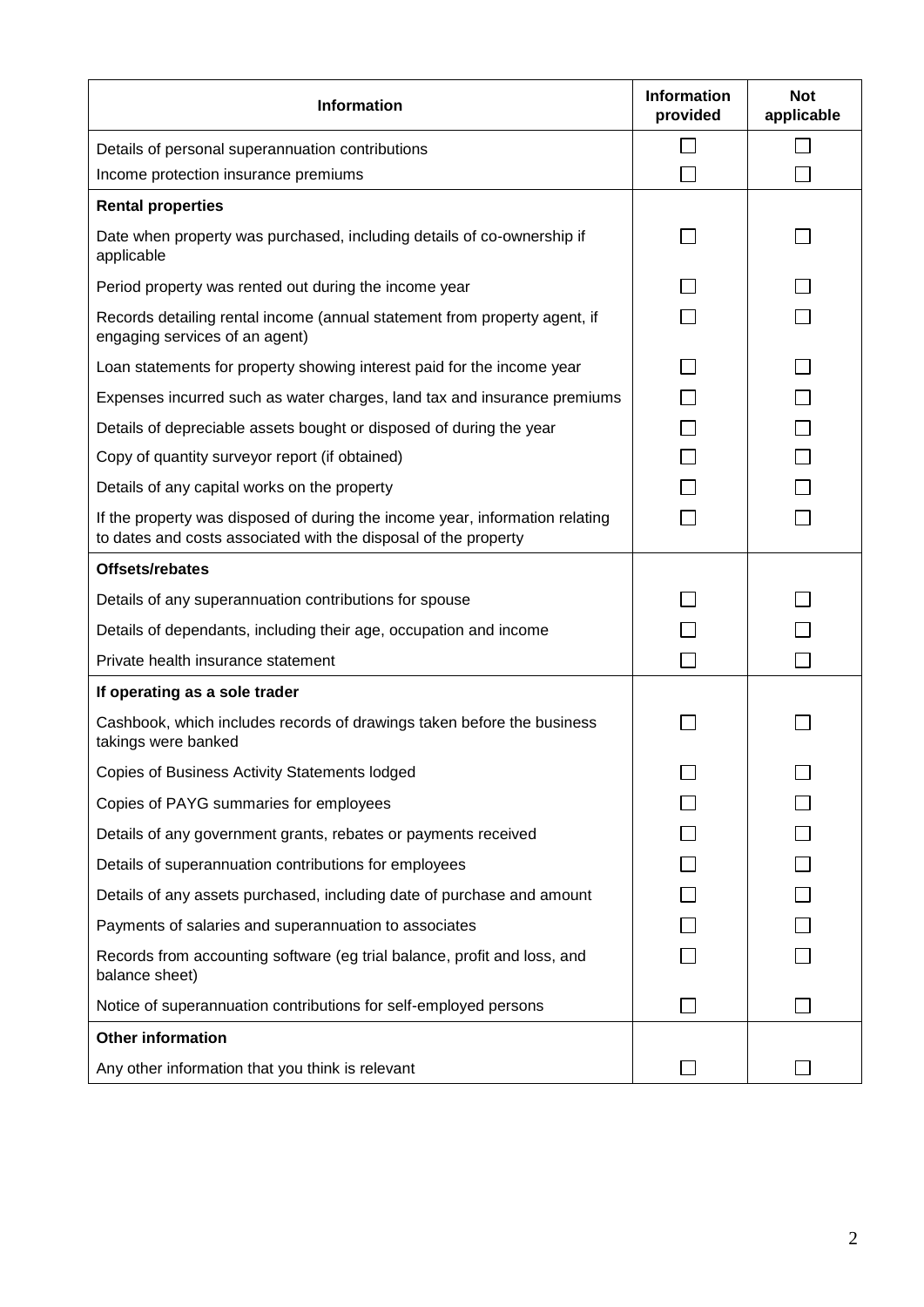| Information | Information provided | Not applicable |
|---|---|---|
| Details of personal superannuation contributions | ☐ | ☐ |
| Income protection insurance premiums | ☐ | ☐ |
| **Rental properties** | | |
| Date when property was purchased, including details of co-ownership if applicable | ☐ | ☐ |
| Period property was rented out during the income year | ☐ | ☐ |
| Records detailing rental income (annual statement from property agent, if engaging services of an agent) | ☐ | ☐ |
| Loan statements for property showing interest paid for the income year | ☐ | ☐ |
| Expenses incurred such as water charges, land tax and insurance premiums | ☐ | ☐ |
| Details of depreciable assets bought or disposed of during the year | ☐ | ☐ |
| Copy of quantity surveyor report (if obtained) | ☐ | ☐ |
| Details of any capital works on the property | ☐ | ☐ |
| If the property was disposed of during the income year, information relating to dates and costs associated with the disposal of the property | ☐ | ☐ |
| **Offsets/rebates** | | |
| Details of any superannuation contributions for spouse | ☐ | ☐ |
| Details of dependants, including their age, occupation and income | ☐ | ☐ |
| Private health insurance statement | ☐ | ☐ |
| **If operating as a sole trader** | | |
| Cashbook, which includes records of drawings taken before the business takings were banked | ☐ | ☐ |
| Copies of Business Activity Statements lodged | ☐ | ☐ |
| Copies of PAYG summaries for employees | ☐ | ☐ |
| Details of any government grants, rebates or payments received | ☐ | ☐ |
| Details of superannuation contributions for employees | ☐ | ☐ |
| Details of any assets purchased, including date of purchase and amount | ☐ | ☐ |
| Payments of salaries and superannuation to associates | ☐ | ☐ |
| Records from accounting software (eg trial balance, profit and loss, and balance sheet) | ☐ | ☐ |
| Notice of superannuation contributions for self-employed persons | ☐ | ☐ |
| **Other information** | | |
| Any other information that you think is relevant | ☐ | ☐ |